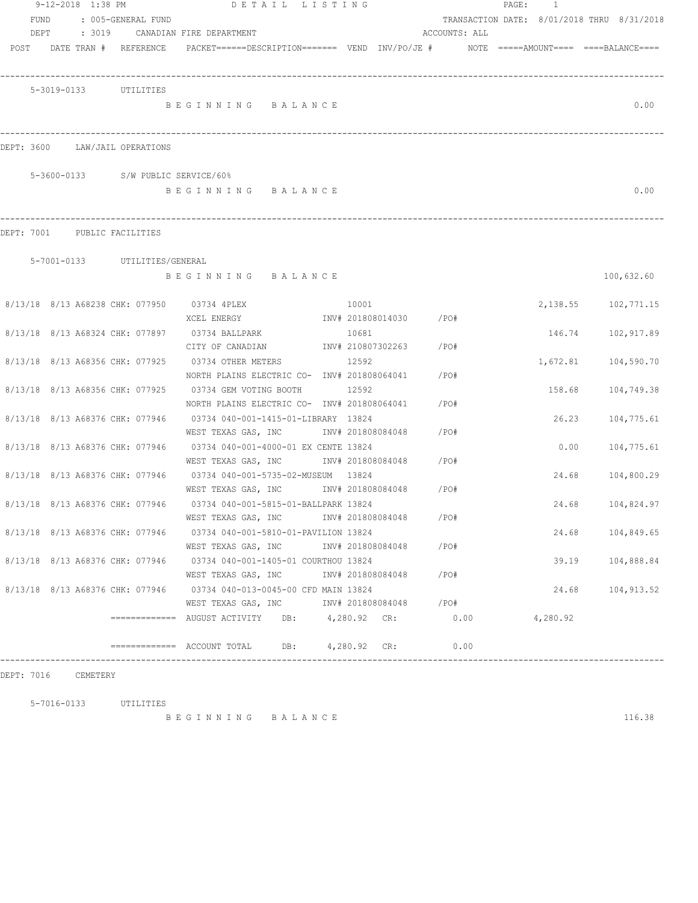9-12-2018 1:38 PM DETAIL LISTING

FUND : 005-GENERAL FUND TRANSACTION DATE: 8/01/2018 THRU 8/31/2018

DEPT : 3019 CANADIAN FIRE DEPARTMENT ACCOUNTS: ALL

| POST | DATE | TRAN # | REFERENCE | PACKET======DESCRIPTION======= | VEND | INV/PO/JE # | NOTE | =====AMOUNT==== | ====BALANCE==== |
|---|---|---|---|---|---|---|---|---|---|

**5-3019-0133 UTILITIES**

BEGINNING BALANCE 0.00

---

**DEPT: 3600 LAW/JAIL OPERATIONS**

**5-3600-0133 S/W PUBLIC SERVICE/60%**

BEGINNING BALANCE 0.00

---

**DEPT: 7001 PUBLIC FACILITIES**

**5-7001-0133 UTILITIES/GENERAL**

BEGINNING BALANCE 100,632.60

| POST | DATE | TRAN # | REFERENCE | DESCRIPTION | VEND | INV/PO/JE # | AMOUNT | BALANCE |
|---|---|---|---|---|---|---|---|---|
| 8/13/18 | 8/13 | A68238 | CHK: 077950 | 03734 4PLEX / XCEL ENERGY | 10001 | INV# 201808014030 /PO# | 2,138.55 | 102,771.15 |
| 8/13/18 | 8/13 | A68324 | CHK: 077897 | 03734 BALLPARK / CITY OF CANADIAN | 10681 | INV# 210807302263 /PO# | 146.74 | 102,917.89 |
| 8/13/18 | 8/13 | A68356 | CHK: 077925 | 03734 OTHER METERS / NORTH PLAINS ELECTRIC CO- | 12592 | INV# 201808064041 /PO# | 1,672.81 | 104,590.70 |
| 8/13/18 | 8/13 | A68356 | CHK: 077925 | 03734 GEM VOTING BOOTH / NORTH PLAINS ELECTRIC CO- | 12592 | INV# 201808064041 /PO# | 158.68 | 104,749.38 |
| 8/13/18 | 8/13 | A68376 | CHK: 077946 | 03734 040-001-1415-01-LIBRARY / WEST TEXAS GAS, INC | 13824 | INV# 201808084048 /PO# | 26.23 | 104,775.61 |
| 8/13/18 | 8/13 | A68376 | CHK: 077946 | 03734 040-001-4000-01 EX CENTE / WEST TEXAS GAS, INC | 13824 | INV# 201808084048 /PO# | 0.00 | 104,775.61 |
| 8/13/18 | 8/13 | A68376 | CHK: 077946 | 03734 040-001-5735-02-MUSEUM / WEST TEXAS GAS, INC | 13824 | INV# 201808084048 /PO# | 24.68 | 104,800.29 |
| 8/13/18 | 8/13 | A68376 | CHK: 077946 | 03734 040-001-5815-01-BALLPARK / WEST TEXAS GAS, INC | 13824 | INV# 201808084048 /PO# | 24.68 | 104,824.97 |
| 8/13/18 | 8/13 | A68376 | CHK: 077946 | 03734 040-001-5810-01-PAVILION / WEST TEXAS GAS, INC | 13824 | INV# 201808084048 /PO# | 24.68 | 104,849.65 |
| 8/13/18 | 8/13 | A68376 | CHK: 077946 | 03734 040-001-1405-01 COURTHOU / WEST TEXAS GAS, INC | 13824 | INV# 201808084048 /PO# | 39.19 | 104,888.84 |
| 8/13/18 | 8/13 | A68376 | CHK: 077946 | 03734 040-013-0045-00 CFD MAIN / WEST TEXAS GAS, INC | 13824 | INV# 201808084048 /PO# | 24.68 | 104,913.52 |

============= AUGUST ACTIVITY DB: 4,280.92 CR: 0.00 4,280.92

============= ACCOUNT TOTAL DB: 4,280.92 CR: 0.00

---

**DEPT: 7016 CEMETERY**

**5-7016-0133 UTILITIES**

BEGINNING BALANCE 116.38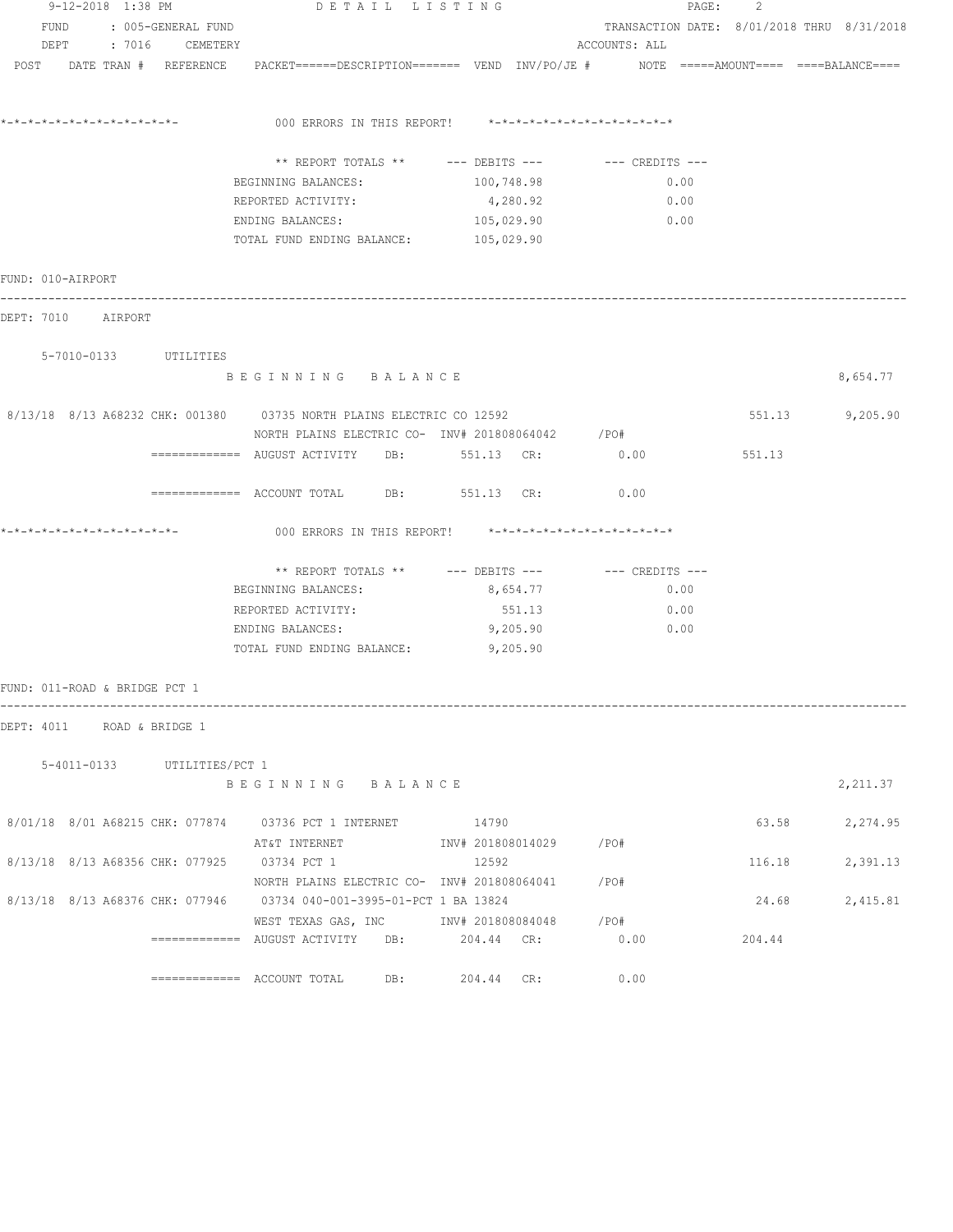9-12-2018 1:38 PM DETAIL LISTING

FUND : 005-GENERAL FUND TRANSACTION DATE: 8/01/2018 THRU 8/31/2018

DEPT : 7016 CEMETERY ACCOUNTS: ALL

POST DATE TRAN # REFERENCE PACKET======DESCRIPTION======= VEND INV/PO/JE # NOTE =====AMOUNT==== ====BALANCE====

```
*-*-*-*-*-*-*-*-*-*-*-*-*-      000 ERRORS IN THIS REPORT!     *-*-*-*-*-*-*-*-*-*-*-*-*-*

                    ** REPORT TOTALS **     --- DEBITS ---       --- CREDITS ---
                    BEGINNING BALANCES:         100,748.98                0.00
                    REPORTED ACTIVITY:            4,280.92                0.00
                    ENDING BALANCES:            105,029.90                0.00
                    TOTAL FUND ENDING BALANCE:  105,029.90
```

FUND: 010-AIRPORT

DEPT: 7010 AIRPORT

```
5-7010-0133        UTILITIES
                   B E G I N N I N G   B A L A N C E                                                  8,654.77

8/13/18  8/13 A68232 CHK: 001380   03735 NORTH PLAINS ELECTRIC CO 12592                       551.13      9,205.90
                   NORTH PLAINS ELECTRIC CO-  INV# 201808064042     /PO#
           =============  AUGUST ACTIVITY    DB:     551.13  CR:        0.00          551.13

           =============  ACCOUNT TOTAL      DB:     551.13  CR:        0.00

*-*-*-*-*-*-*-*-*-*-*-*-*-      000 ERRORS IN THIS REPORT!     *-*-*-*-*-*-*-*-*-*-*-*-*-*

                    ** REPORT TOTALS **     --- DEBITS ---       --- CREDITS ---
                    BEGINNING BALANCES:           8,654.77                0.00
                    REPORTED ACTIVITY:              551.13                0.00
                    ENDING BALANCES:              9,205.90                0.00
                    TOTAL FUND ENDING BALANCE:    9,205.90
```

FUND: 011-ROAD & BRIDGE PCT 1

DEPT: 4011 ROAD & BRIDGE 1

```
5-4011-0133        UTILITIES/PCT 1
                   B E G I N N I N G   B A L A N C E                                                  2,211.37

8/01/18  8/01 A68215 CHK: 077874   03736 PCT 1 INTERNET         14790                          63.58      2,274.95
                   AT&T INTERNET              INV# 201808014029     /PO#
8/13/18  8/13 A68356 CHK: 077925   03734 PCT 1                  12592                         116.18      2,391.13
                   NORTH PLAINS ELECTRIC CO-  INV# 201808064041     /PO#
8/13/18  8/13 A68376 CHK: 077946   03734 040-001-3995-01-PCT 1 BA 13824                        24.68      2,415.81
                   WEST TEXAS GAS, INC        INV# 201808084048     /PO#
           =============  AUGUST ACTIVITY    DB:     204.44  CR:        0.00          204.44

           =============  ACCOUNT TOTAL      DB:     204.44  CR:        0.00
```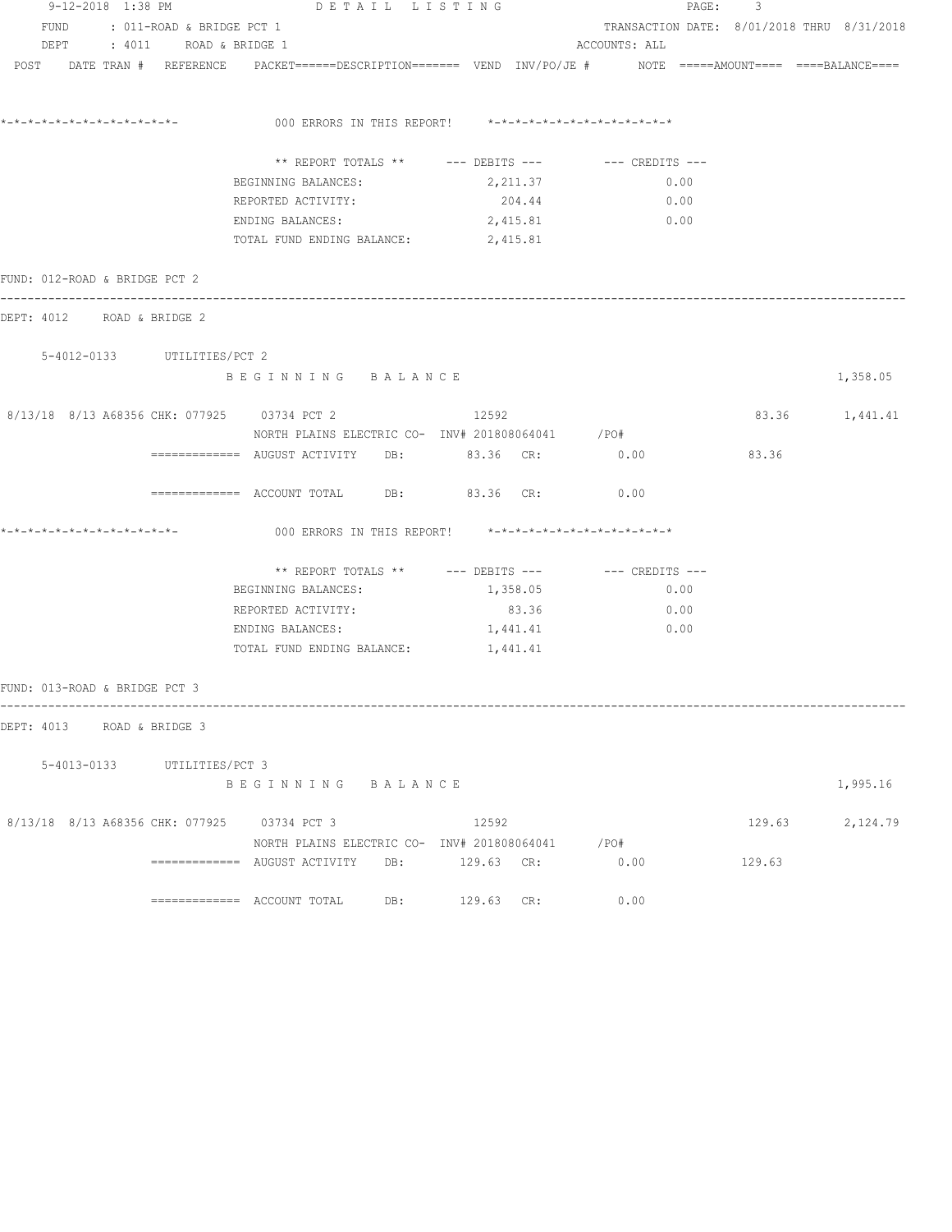FUND : 011-ROAD & BRIDGE PCT 1 TRANSACTION DATE: 8/01/2018 THRU 8/31/2018

DEPT : 4011 ROAD & BRIDGE 1 ACCOUNTS: ALL

POST DATE TRAN # REFERENCE PACKET======DESCRIPTION======= VEND INV/PO/JE # NOTE =====AMOUNT==== ====BALANCE====

*-*-*-*-*-*-*-*-*-*-*-*-*-*- 000 ERRORS IN THIS REPORT! *-*-*-*-*-*-*-*-*-*-*-*-*-*

| ** REPORT TOTALS ** | --- DEBITS --- | --- CREDITS --- |
|---|---|---|
| BEGINNING BALANCES: | 2,211.37 | 0.00 |
| REPORTED ACTIVITY: | 204.44 | 0.00 |
| ENDING BALANCES: | 2,415.81 | 0.00 |
| TOTAL FUND ENDING BALANCE: | 2,415.81 | |

FUND: 012-ROAD & BRIDGE PCT 2

DEPT: 4012 ROAD & BRIDGE 2

5-4012-0133 UTILITIES/PCT 2

B E G I N N I N G B A L A N C E 1,358.05

8/13/18 8/13 A68356 CHK: 077925 03734 PCT 2 12592 83.36 1,441.41
NORTH PLAINS ELECTRIC CO- INV# 201808064041 /PO#

============= AUGUST ACTIVITY DB: 83.36 CR: 0.00 83.36

============= ACCOUNT TOTAL DB: 83.36 CR: 0.00

*-*-*-*-*-*-*-*-*-*-*-*-*-*- 000 ERRORS IN THIS REPORT! *-*-*-*-*-*-*-*-*-*-*-*-*-*

| ** REPORT TOTALS ** | --- DEBITS --- | --- CREDITS --- |
|---|---|---|
| BEGINNING BALANCES: | 1,358.05 | 0.00 |
| REPORTED ACTIVITY: | 83.36 | 0.00 |
| ENDING BALANCES: | 1,441.41 | 0.00 |
| TOTAL FUND ENDING BALANCE: | 1,441.41 | |

FUND: 013-ROAD & BRIDGE PCT 3

DEPT: 4013 ROAD & BRIDGE 3

5-4013-0133 UTILITIES/PCT 3

B E G I N N I N G B A L A N C E 1,995.16

8/13/18 8/13 A68356 CHK: 077925 03734 PCT 3 12592 129.63 2,124.79
NORTH PLAINS ELECTRIC CO- INV# 201808064041 /PO#

============= AUGUST ACTIVITY DB: 129.63 CR: 0.00 129.63

============= ACCOUNT TOTAL DB: 129.63 CR: 0.00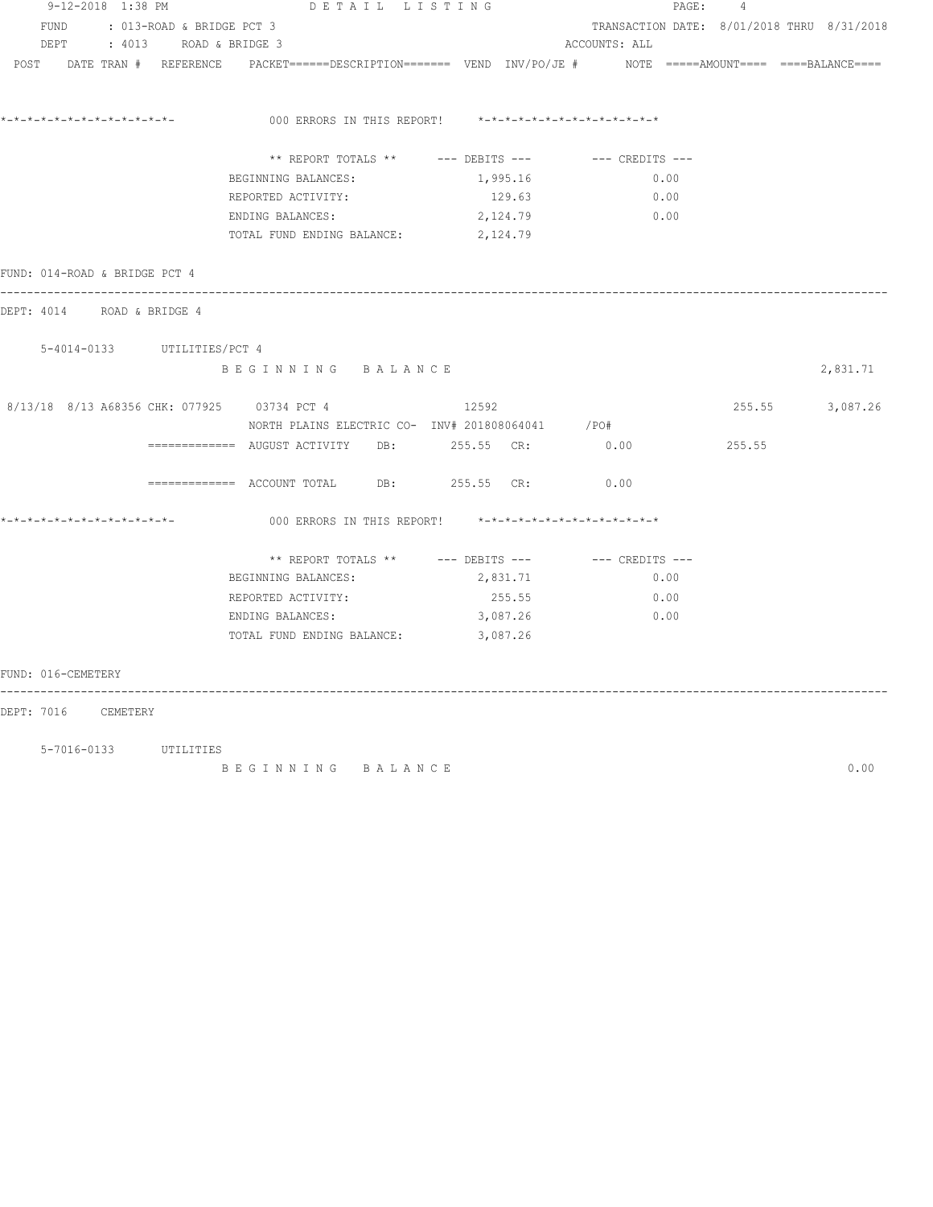9-12-2018 1:38 PM DETAIL LISTING PAGE: 4

FUND : 013-ROAD & BRIDGE PCT 3 TRANSACTION DATE: 8/01/2018 THRU 8/31/2018

DEPT : 4013 ROAD & BRIDGE 3 ACCOUNTS: ALL

POST DATE TRAN # REFERENCE PACKET======DESCRIPTION======= VEND INV/PO/JE # NOTE =====AMOUNT==== ====BALANCE====

*-*-*-*-*-*-*-*-*-*-*-*-*-*- 000 ERRORS IN THIS REPORT! *-*-*-*-*-*-*-*-*-*-*-*-*-*-*

| ** REPORT TOTALS ** | --- DEBITS --- | --- CREDITS --- |
|---|---|---|
| BEGINNING BALANCES: | 1,995.16 | 0.00 |
| REPORTED ACTIVITY: | 129.63 | 0.00 |
| ENDING BALANCES: | 2,124.79 | 0.00 |
| TOTAL FUND ENDING BALANCE: | 2,124.79 | |

FUND: 014-ROAD & BRIDGE PCT 4

---

DEPT: 4014 ROAD & BRIDGE 4

5-4014-0133 UTILITIES/PCT 4

B E G I N N I N G B A L A N C E 2,831.71

8/13/18 8/13 A68356 CHK: 077925 03734 PCT 4 12592 255.55 3,087.26

NORTH PLAINS ELECTRIC CO- INV# 201808064041 /PO#

============= AUGUST ACTIVITY DB: 255.55 CR: 0.00 255.55

============= ACCOUNT TOTAL DB: 255.55 CR: 0.00

*-*-*-*-*-*-*-*-*-*-*-*-*-*- 000 ERRORS IN THIS REPORT! *-*-*-*-*-*-*-*-*-*-*-*-*-*-*

| ** REPORT TOTALS ** | --- DEBITS --- | --- CREDITS --- |
|---|---|---|
| BEGINNING BALANCES: | 2,831.71 | 0.00 |
| REPORTED ACTIVITY: | 255.55 | 0.00 |
| ENDING BALANCES: | 3,087.26 | 0.00 |
| TOTAL FUND ENDING BALANCE: | 3,087.26 | |

FUND: 016-CEMETERY

---

DEPT: 7016 CEMETERY

5-7016-0133 UTILITIES

B E G I N N I N G B A L A N C E 0.00